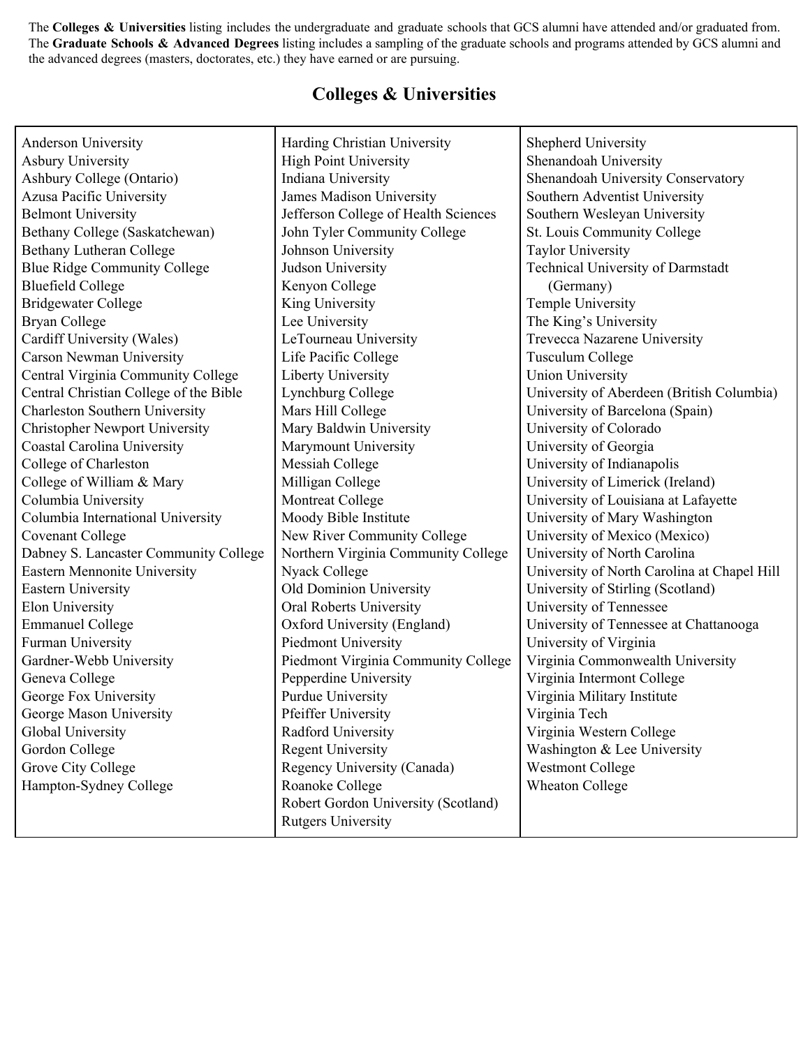The **Colleges & Universities** listing includes the undergraduate and graduate schools that GCS alumni have attended and/or graduated from. The **Graduate Schools & Advanced Degrees** listing includes a sampling of the graduate schools and programs attended by GCS alumni and the advanced degrees (masters, doctorates, etc.) they have earned or are pursuing.

## Colleges & Universities

Anderson University
Asbury University
Ashbury College (Ontario)
Azusa Pacific University
Belmont University
Bethany College (Saskatchewan)
Bethany Lutheran College
Blue Ridge Community College
Bluefield College
Bridgewater College
Bryan College
Cardiff University (Wales)
Carson Newman University
Central Virginia Community College
Central Christian College of the Bible
Charleston Southern University
Christopher Newport University
Coastal Carolina University
College of Charleston
College of William & Mary
Columbia University
Columbia International University
Covenant College
Dabney S. Lancaster Community College
Eastern Mennonite University
Eastern University
Elon University
Emmanuel College
Furman University
Gardner-Webb University
Geneva College
George Fox University
George Mason University
Global University
Gordon College
Grove City College
Hampton-Sydney College
Harding Christian University
High Point University
Indiana University
James Madison University
Jefferson College of Health Sciences
John Tyler Community College
Johnson University
Judson University
Kenyon College
King University
Lee University
LeTourneau University
Life Pacific College
Liberty University
Lynchburg College
Mars Hill College
Mary Baldwin University
Marymount University
Messiah College
Milligan College
Montreat College
Moody Bible Institute
New River Community College
Northern Virginia Community College
Nyack College
Old Dominion University
Oral Roberts University
Oxford University (England)
Piedmont University
Piedmont Virginia Community College
Pepperdine University
Purdue University
Pfeiffer University
Radford University
Regent University
Regency University (Canada)
Roanoke College
Robert Gordon University (Scotland)
Rutgers University
Shepherd University
Shenandoah University
Shenandoah University Conservatory
Southern Adventist University
Southern Wesleyan University
St. Louis Community College
Taylor University
Technical University of Darmstadt (Germany)
Temple University
The King's University
Trevecca Nazarene University
Tusculum College
Union University
University of Aberdeen (British Columbia)
University of Barcelona (Spain)
University of Colorado
University of Georgia
University of Indianapolis
University of Limerick (Ireland)
University of Louisiana at Lafayette
University of Mary Washington
University of Mexico (Mexico)
University of North Carolina
University of North Carolina at Chapel Hill
University of Stirling (Scotland)
University of Tennessee
University of Tennessee at Chattanooga
University of Virginia
Virginia Commonwealth University
Virginia Intermont College
Virginia Military Institute
Virginia Tech
Virginia Western College
Washington & Lee University
Westmont College
Wheaton College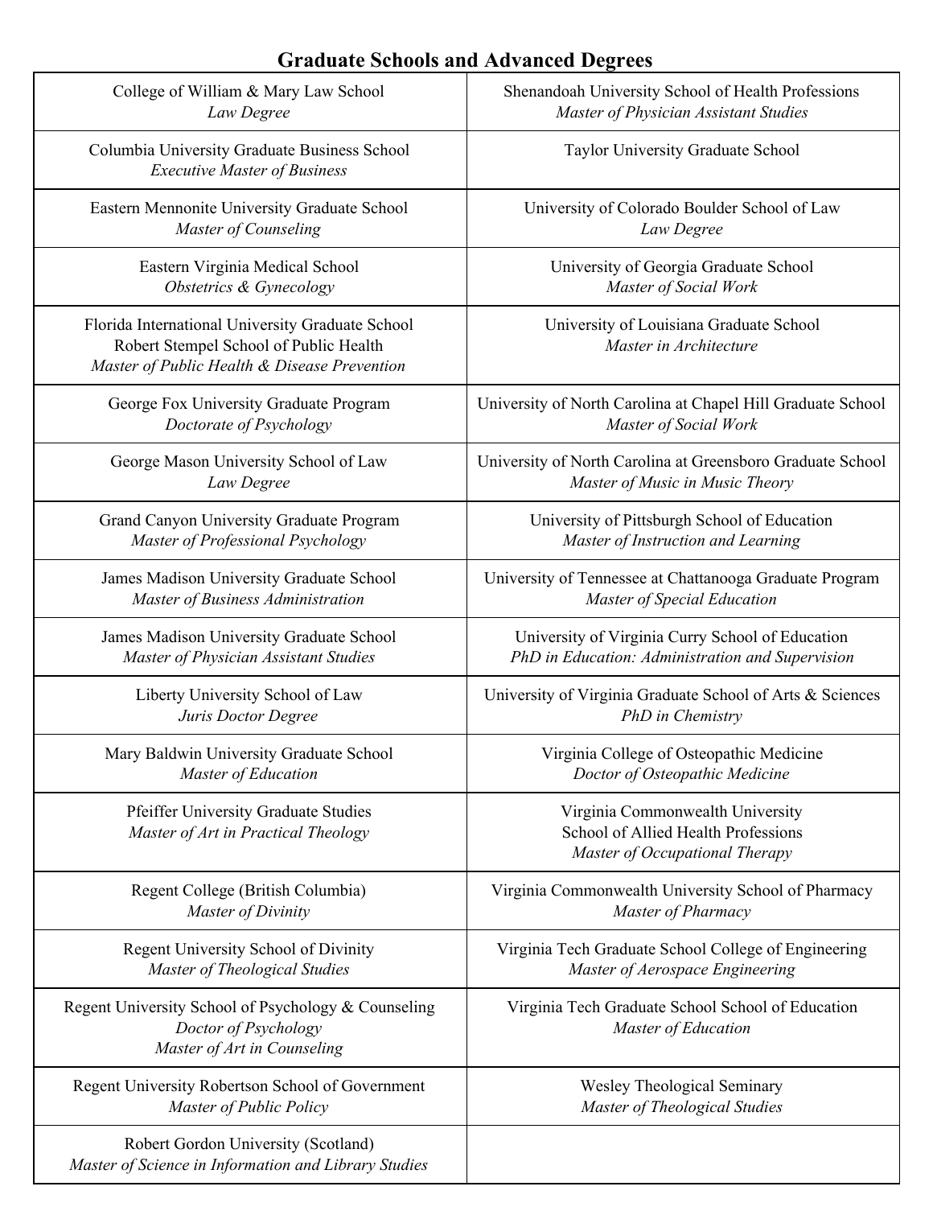## Graduate Schools and Advanced Degrees

| | |
|---|---|
| College of William & Mary Law School<br>*Law Degree* | Shenandoah University School of Health Professions<br>*Master of Physician Assistant Studies* |
| Columbia University Graduate Business School<br>*Executive Master of Business* | Taylor University Graduate School |
| Eastern Mennonite University Graduate School<br>*Master of Counseling* | University of Colorado Boulder School of Law<br>*Law Degree* |
| Eastern Virginia Medical School<br>*Obstetrics & Gynecology* | University of Georgia Graduate School<br>*Master of Social Work* |
| Florida International University Graduate School<br>Robert Stempel School of Public Health<br>*Master of Public Health & Disease Prevention* | University of Louisiana Graduate School<br>*Master in Architecture* |
| George Fox University Graduate Program<br>*Doctorate of Psychology* | University of North Carolina at Chapel Hill Graduate School<br>*Master of Social Work* |
| George Mason University School of Law<br>*Law Degree* | University of North Carolina at Greensboro Graduate School<br>*Master of Music in Music Theory* |
| Grand Canyon University Graduate Program<br>*Master of Professional Psychology* | University of Pittsburgh School of Education<br>*Master of Instruction and Learning* |
| James Madison University Graduate School<br>*Master of Business Administration* | University of Tennessee at Chattanooga Graduate Program<br>*Master of Special Education* |
| James Madison University Graduate School<br>*Master of Physician Assistant Studies* | University of Virginia Curry School of Education<br>*PhD in Education: Administration and Supervision* |
| Liberty University School of Law<br>*Juris Doctor Degree* | University of Virginia Graduate School of Arts & Sciences<br>*PhD in Chemistry* |
| Mary Baldwin University Graduate School<br>*Master of Education* | Virginia College of Osteopathic Medicine<br>*Doctor of Osteopathic Medicine* |
| Pfeiffer University Graduate Studies<br>*Master of Art in Practical Theology* | Virginia Commonwealth University<br>School of Allied Health Professions<br>*Master of Occupational Therapy* |
| Regent College (British Columbia)<br>*Master of Divinity* | Virginia Commonwealth University School of Pharmacy<br>*Master of Pharmacy* |
| Regent University School of Divinity<br>*Master of Theological Studies* | Virginia Tech Graduate School College of Engineering<br>*Master of Aerospace Engineering* |
| Regent University School of Psychology & Counseling<br>*Doctor of Psychology*<br>*Master of Art in Counseling* | Virginia Tech Graduate School School of Education<br>*Master of Education* |
| Regent University Robertson School of Government<br>*Master of Public Policy* | Wesley Theological Seminary<br>*Master of Theological Studies* |
| Robert Gordon University (Scotland)<br>*Master of Science in Information and Library Studies* | |